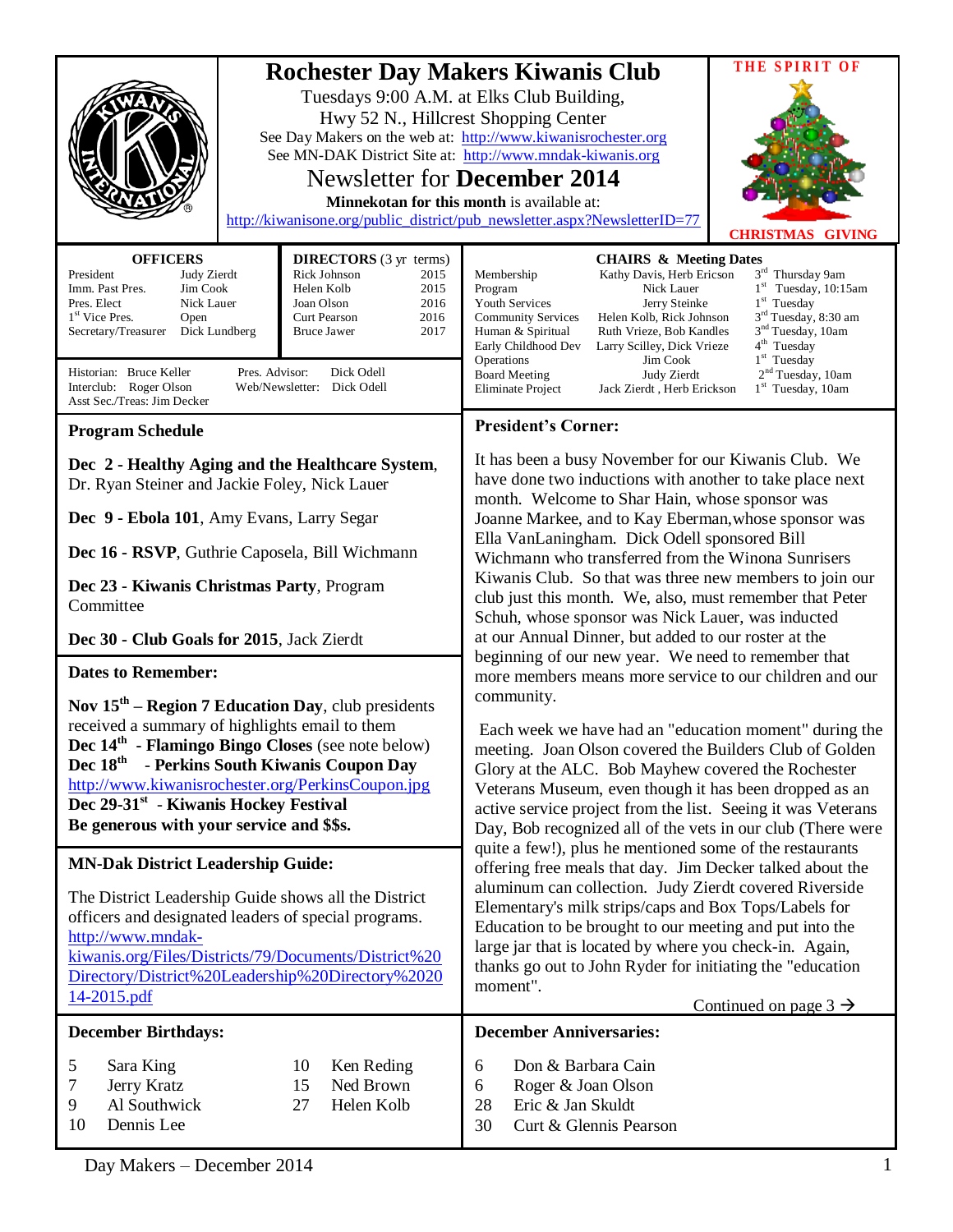# Rochester Day Makers Kiwanis Club

Tuesdays 9:00 A.M. at Elks Club Building,
Hwy 52 N., Hillcrest Shopping Center
See Day Makers on the web at: http://www.kiwanisrochester.org
See MN-DAK District Site at: http://www.mndak-kiwanis.org

## Newsletter for December 2014

**Minnekotan for this month** is available at:
http://kiwanisone.org/public_district/pub_newsletter.aspx?NewsletterID=77

**THE SPIRIT OF CHRISTMAS GIVING**

| OFFICERS | |
|---|---|
| President | Judy Zierdt |
| Imm. Past Pres. | Jim Cook |
| Pres. Elect | Nick Lauer |
| 1st Vice Pres. | Open |
| Secretary/Treasurer | Dick Lundberg |

| DIRECTORS (3 yr terms) | |
|---|---|
| Rick Johnson | 2015 |
| Helen Kolb | 2015 |
| Joan Olson | 2016 |
| Curt Pearson | 2016 |
| Bruce Jawer | 2017 |

Historian: Bruce Keller
Interclub: Roger Olson
Asst Sec./Treas: Jim Decker
Pres. Advisor: Dick Odell
Web/Newsletter: Dick Odell

| CHAIRS & Meeting Dates | | |
|---|---|---|
| Membership | Kathy Davis, Herb Ericson | 3rd Thursday 9am |
| Program | Nick Lauer | 1st Tuesday, 10:15am |
| Youth Services | Jerry Steinke | 1st Tuesday |
| Community Services | Helen Kolb, Rick Johnson | 3rd Tuesday, 8:30 am |
| Human & Spiritual | Ruth Vrieze, Bob Kandles | 3rd Tuesday, 10am |
| Early Childhood Dev | Larry Scilley, Dick Vrieze | 4th Tuesday |
| Operations | Jim Cook | 1st Tuesday |
| Board Meeting | Judy Zierdt | 2nd Tuesday, 10am |
| Eliminate Project | Jack Zierdt , Herb Erickson | 1st Tuesday, 10am |

### Program Schedule

**Dec 2 - Healthy Aging and the Healthcare System**, Dr. Ryan Steiner and Jackie Foley, Nick Lauer

**Dec 9 - Ebola 101**, Amy Evans, Larry Segar

**Dec 16 - RSVP**, Guthrie Caposela, Bill Wichmann

**Dec 23 - Kiwanis Christmas Party**, Program Committee

**Dec 30 - Club Goals for 2015**, Jack Zierdt

### Dates to Remember:

**Nov 15th – Region 7 Education Day**, club presidents received a summary of highlights email to them
**Dec 14th - Flamingo Bingo Closes** (see note below)
**Dec 18th - Perkins South Kiwanis Coupon Day**
http://www.kiwanisrochester.org/PerkinsCoupon.jpg
**Dec 29-31st - Kiwanis Hockey Festival**
**Be generous with your service and $$s.**

### MN-Dak District Leadership Guide:

The District Leadership Guide shows all the District officers and designated leaders of special programs. http://www.mndak-kiwanis.org/Files/Districts/79/Documents/District%20Directory/District%20Leadership%20Directory%202014-2015.pdf

### President's Corner:

It has been a busy November for our Kiwanis Club. We have done two inductions with another to take place next month. Welcome to Shar Hain, whose sponsor was Joanne Markee, and to Kay Eberman,whose sponsor was Ella VanLaningham. Dick Odell sponsored Bill Wichmann who transferred from the Winona Sunrisers Kiwanis Club. So that was three new members to join our club just this month. We, also, must remember that Peter Schuh, whose sponsor was Nick Lauer, was inducted at our Annual Dinner, but added to our roster at the beginning of our new year. We need to remember that more members means more service to our children and our community.

Each week we have had an "education moment" during the meeting. Joan Olson covered the Builders Club of Golden Glory at the ALC. Bob Mayhew covered the Rochester Veterans Museum, even though it has been dropped as an active service project from the list. Seeing it was Veterans Day, Bob recognized all of the vets in our club (There were quite a few!), plus he mentioned some of the restaurants offering free meals that day. Jim Decker talked about the aluminum can collection. Judy Zierdt covered Riverside Elementary's milk strips/caps and Box Tops/Labels for Education to be brought to our meeting and put into the large jar that is located by where you check-in. Again, thanks go out to John Ryder for initiating the "education moment".

Continued on page 3 →

### December Birthdays:

| | |
|---|---|
| 5 | Sara King |
| 7 | Jerry Kratz |
| 9 | Al Southwick |
| 10 | Dennis Lee |
| 10 | Ken Reding |
| 15 | Ned Brown |
| 27 | Helen Kolb |

### December Anniversaries:

| | |
|---|---|
| 6 | Don & Barbara Cain |
| 6 | Roger & Joan Olson |
| 28 | Eric & Jan Skuldt |
| 30 | Curt & Glennis Pearson |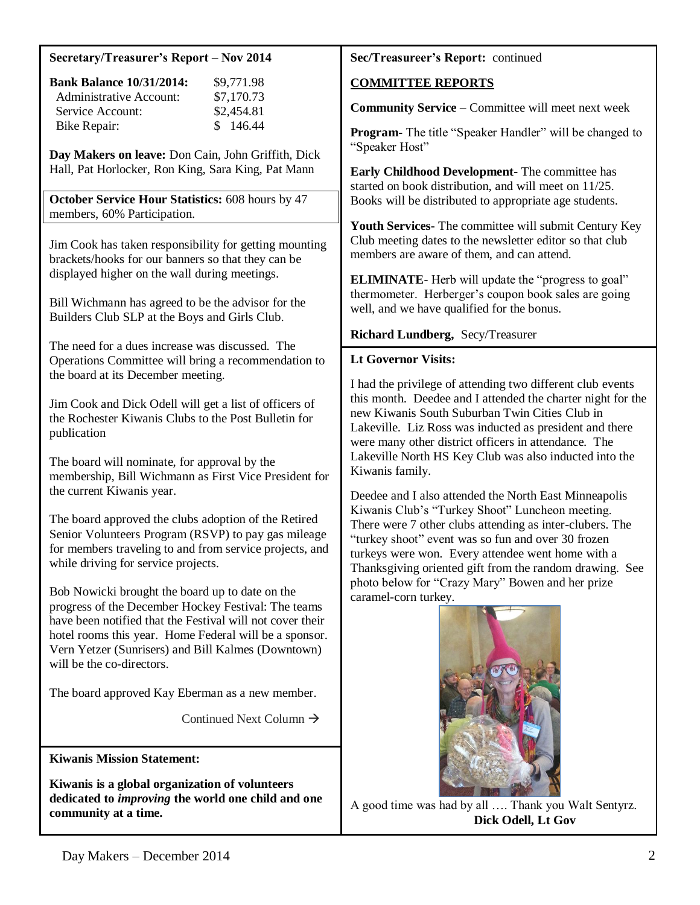## Secretary/Treasurer's Report – Nov 2014

| **Bank Balance 10/31/2014:** | $9,771.98 |
| --- | --- |
| Administrative Account: | $7,170.73 |
| Service Account: | $2,454.81 |
| Bike Repair: | $ 146.44 |

**Day Makers on leave:** Don Cain, John Griffith, Dick Hall, Pat Horlocker, Ron King, Sara King, Pat Mann

**October Service Hour Statistics:** 608 hours by 47 members, 60% Participation.

Jim Cook has taken responsibility for getting mounting brackets/hooks for our banners so that they can be displayed higher on the wall during meetings.

Bill Wichmann has agreed to be the advisor for the Builders Club SLP at the Boys and Girls Club.

The need for a dues increase was discussed. The Operations Committee will bring a recommendation to the board at its December meeting.

Jim Cook and Dick Odell will get a list of officers of the Rochester Kiwanis Clubs to the Post Bulletin for publication

The board will nominate, for approval by the membership, Bill Wichmann as First Vice President for the current Kiwanis year.

The board approved the clubs adoption of the Retired Senior Volunteers Program (RSVP) to pay gas mileage for members traveling to and from service projects, and while driving for service projects.

Bob Nowicki brought the board up to date on the progress of the December Hockey Festival: The teams have been notified that the Festival will not cover their hotel rooms this year. Home Federal will be a sponsor. Vern Yetzer (Sunrisers) and Bill Kalmes (Downtown) will be the co-directors.

The board approved Kay Eberman as a new member.

Continued Next Column →

**Sec/Treasureer's Report:** continued

**COMMITTEE REPORTS**

**Community Service –** Committee will meet next week

**Program-** The title "Speaker Handler" will be changed to "Speaker Host"

**Early Childhood Development-** The committee has started on book distribution, and will meet on 11/25. Books will be distributed to appropriate age students.

**Youth Services-** The committee will submit Century Key Club meeting dates to the newsletter editor so that club members are aware of them, and can attend.

**ELIMINATE-** Herb will update the "progress to goal" thermometer. Herberger's coupon book sales are going well, and we have qualified for the bonus.

**Richard Lundberg,** Secy/Treasurer

## Lt Governor Visits:

I had the privilege of attending two different club events this month. Deedee and I attended the charter night for the new Kiwanis South Suburban Twin Cities Club in Lakeville. Liz Ross was inducted as president and there were many other district officers in attendance. The Lakeville North HS Key Club was also inducted into the Kiwanis family.

Deedee and I also attended the North East Minneapolis Kiwanis Club's "Turkey Shoot" Luncheon meeting. There were 7 other clubs attending as inter-clubers. The "turkey shoot" event was so fun and over 30 frozen turkeys were won. Every attendee went home with a Thanksgiving oriented gift from the random drawing. See photo below for "Crazy Mary" Bowen and her prize caramel-corn turkey.

A good time was had by all …. Thank you Walt Sentyrz.

**Dick Odell, Lt Gov**

## Kiwanis Mission Statement:

**Kiwanis is a global organization of volunteers dedicated to *improving* the world one child and one community at a time.**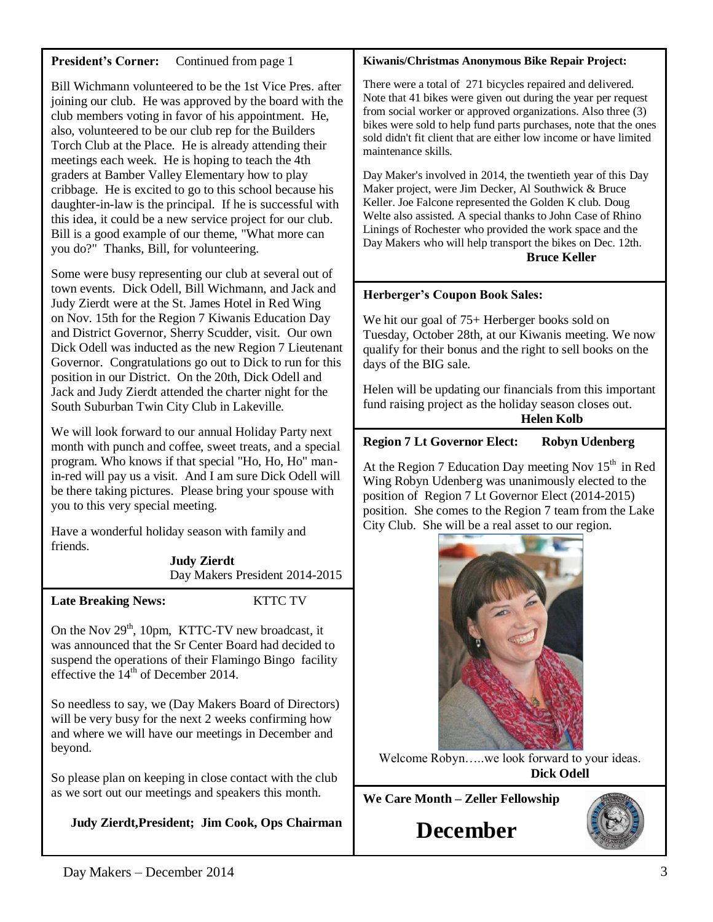**President's Corner:** Continued from page 1

Bill Wichmann volunteered to be the 1st Vice Pres. after joining our club. He was approved by the board with the club members voting in favor of his appointment. He, also, volunteered to be our club rep for the Builders Torch Club at the Place. He is already attending their meetings each week. He is hoping to teach the 4th graders at Bamber Valley Elementary how to play cribbage. He is excited to go to this school because his daughter-in-law is the principal. If he is successful with this idea, it could be a new service project for our club. Bill is a good example of our theme, "What more can you do?" Thanks, Bill, for volunteering.

Some were busy representing our club at several out of town events. Dick Odell, Bill Wichmann, and Jack and Judy Zierdt were at the St. James Hotel in Red Wing on Nov. 15th for the Region 7 Kiwanis Education Day and District Governor, Sherry Scudder, visit. Our own Dick Odell was inducted as the new Region 7 Lieutenant Governor. Congratulations go out to Dick to run for this position in our District. On the 20th, Dick Odell and Jack and Judy Zierdt attended the charter night for the South Suburban Twin City Club in Lakeville.

We will look forward to our annual Holiday Party next month with punch and coffee, sweet treats, and a special program. Who knows if that special "Ho, Ho, Ho" man-in-red will pay us a visit. And I am sure Dick Odell will be there taking pictures. Please bring your spouse with you to this very special meeting.

Have a wonderful holiday season with family and friends.

**Judy Zierdt**
Day Makers President 2014-2015

**Late Breaking News:** KTTC TV

On the Nov 29th, 10pm, KTTC-TV new broadcast, it was announced that the Sr Center Board had decided to suspend the operations of their Flamingo Bingo facility effective the 14th of December 2014.

So needless to say, we (Day Makers Board of Directors) will be very busy for the next 2 weeks confirming how and where we will have our meetings in December and beyond.

So please plan on keeping in close contact with the club as we sort out our meetings and speakers this month.

**Judy Zierdt, President; Jim Cook, Ops Chairman**

**Kiwanis/Christmas Anonymous Bike Repair Project:**

There were a total of 271 bicycles repaired and delivered. Note that 41 bikes were given out during the year per request from social worker or approved organizations. Also three (3) bikes were sold to help fund parts purchases, note that the ones sold didn't fit client that are either low income or have limited maintenance skills.

Day Maker's involved in 2014, the twentieth year of this Day Maker project, were Jim Decker, Al Southwick & Bruce Keller. Joe Falcone represented the Golden K club. Doug Welte also assisted. A special thanks to John Case of Rhino Linings of Rochester who provided the work space and the Day Makers who will help transport the bikes on Dec. 12th.

**Bruce Keller**

**Herberger's Coupon Book Sales:**

We hit our goal of 75+ Herberger books sold on Tuesday, October 28th, at our Kiwanis meeting. We now qualify for their bonus and the right to sell books on the days of the BIG sale.

Helen will be updating our financials from this important fund raising project as the holiday season closes out.

**Helen Kolb**

**Region 7 Lt Governor Elect: Robyn Udenberg**

At the Region 7 Education Day meeting Nov 15th in Red Wing Robyn Udenberg was unanimously elected to the position of Region 7 Lt Governor Elect (2014-2015) position. She comes to the Region 7 team from the Lake City Club. She will be a real asset to our region.

Welcome Robyn…..we look forward to your ideas.

**Dick Odell**

**We Care Month – Zeller Fellowship**

# December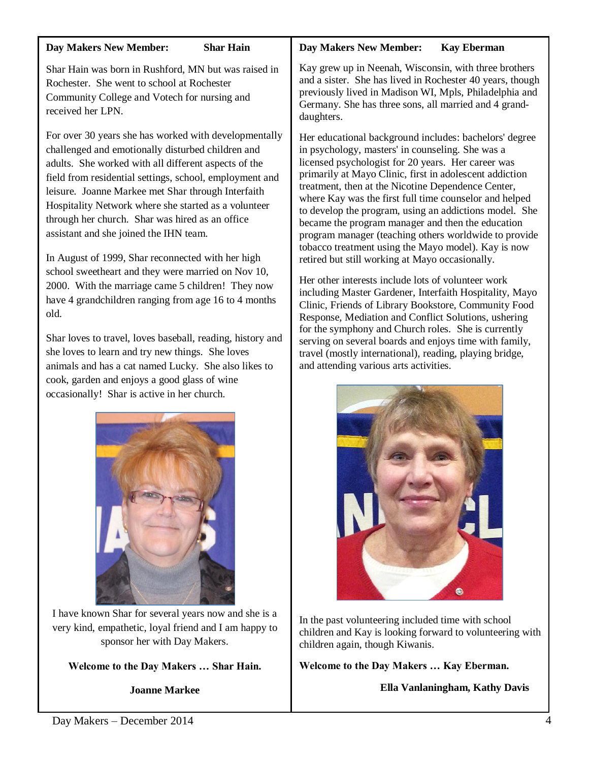**Day Makers New Member: Shar Hain**

Shar Hain was born in Rushford, MN but was raised in Rochester. She went to school at Rochester Community College and Votech for nursing and received her LPN.

For over 30 years she has worked with developmentally challenged and emotionally disturbed children and adults. She worked with all different aspects of the field from residential settings, school, employment and leisure. Joanne Markee met Shar through Interfaith Hospitality Network where she started as a volunteer through her church. Shar was hired as an office assistant and she joined the IHN team.

In August of 1999, Shar reconnected with her high school sweetheart and they were married on Nov 10, 2000. With the marriage came 5 children! They now have 4 grandchildren ranging from age 16 to 4 months old.

Shar loves to travel, loves baseball, reading, history and she loves to learn and try new things. She loves animals and has a cat named Lucky. She also likes to cook, garden and enjoys a good glass of wine occasionally! Shar is active in her church.

I have known Shar for several years now and she is a very kind, empathetic, loyal friend and I am happy to sponsor her with Day Makers.

**Welcome to the Day Makers … Shar Hain.**

**Joanne Markee**

**Day Makers New Member: Kay Eberman**

Kay grew up in Neenah, Wisconsin, with three brothers and a sister. She has lived in Rochester 40 years, though previously lived in Madison WI, Mpls, Philadelphia and Germany. She has three sons, all married and 4 granddaughters.

Her educational background includes: bachelors' degree in psychology, masters' in counseling. She was a licensed psychologist for 20 years. Her career was primarily at Mayo Clinic, first in adolescent addiction treatment, then at the Nicotine Dependence Center, where Kay was the first full time counselor and helped to develop the program, using an addictions model. She became the program manager and then the education program manager (teaching others worldwide to provide tobacco treatment using the Mayo model). Kay is now retired but still working at Mayo occasionally.

Her other interests include lots of volunteer work including Master Gardener, Interfaith Hospitality, Mayo Clinic, Friends of Library Bookstore, Community Food Response, Mediation and Conflict Solutions, ushering for the symphony and Church roles. She is currently serving on several boards and enjoys time with family, travel (mostly international), reading, playing bridge, and attending various arts activities.

In the past volunteering included time with school children and Kay is looking forward to volunteering with children again, though Kiwanis.

**Welcome to the Day Makers … Kay Eberman.**

**Ella Vanlaningham, Kathy Davis**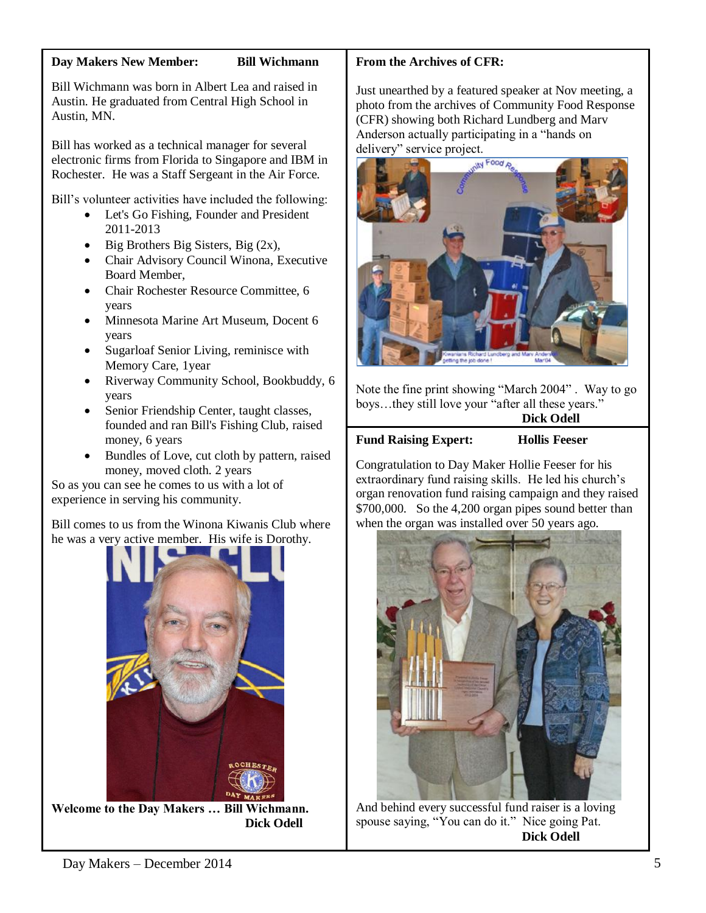**Day Makers New Member: Bill Wichmann**

Bill Wichmann was born in Albert Lea and raised in Austin. He graduated from Central High School in Austin, MN.

Bill has worked as a technical manager for several electronic firms from Florida to Singapore and IBM in Rochester. He was a Staff Sergeant in the Air Force.

Bill's volunteer activities have included the following:

- Let's Go Fishing, Founder and President 2011-2013
- Big Brothers Big Sisters, Big (2x),
- Chair Advisory Council Winona, Executive Board Member,
- Chair Rochester Resource Committee, 6 years
- Minnesota Marine Art Museum, Docent 6 years
- Sugarloaf Senior Living, reminisce with Memory Care, 1year
- Riverway Community School, Bookbuddy, 6 years
- Senior Friendship Center, taught classes, founded and ran Bill's Fishing Club, raised money, 6 years
- Bundles of Love, cut cloth by pattern, raised money, moved cloth. 2 years

So as you can see he comes to us with a lot of experience in serving his community.

Bill comes to us from the Winona Kiwanis Club where he was a very active member. His wife is Dorothy.

**Welcome to the Day Makers … Bill Wichmann.**

**Dick Odell**

**From the Archives of CFR:**

Just unearthed by a featured speaker at Nov meeting, a photo from the archives of Community Food Response (CFR) showing both Richard Lundberg and Marv Anderson actually participating in a "hands on delivery" service project.

Note the fine print showing "March 2004". Way to go boys…they still love your "after all these years."

**Dick Odell**

**Fund Raising Expert: Hollis Feeser**

Congratulation to Day Maker Hollie Feeser for his extraordinary fund raising skills. He led his church's organ renovation fund raising campaign and they raised $700,000. So the 4,200 organ pipes sound better than when the organ was installed over 50 years ago.

And behind every successful fund raiser is a loving spouse saying, "You can do it." Nice going Pat.

**Dick Odell**